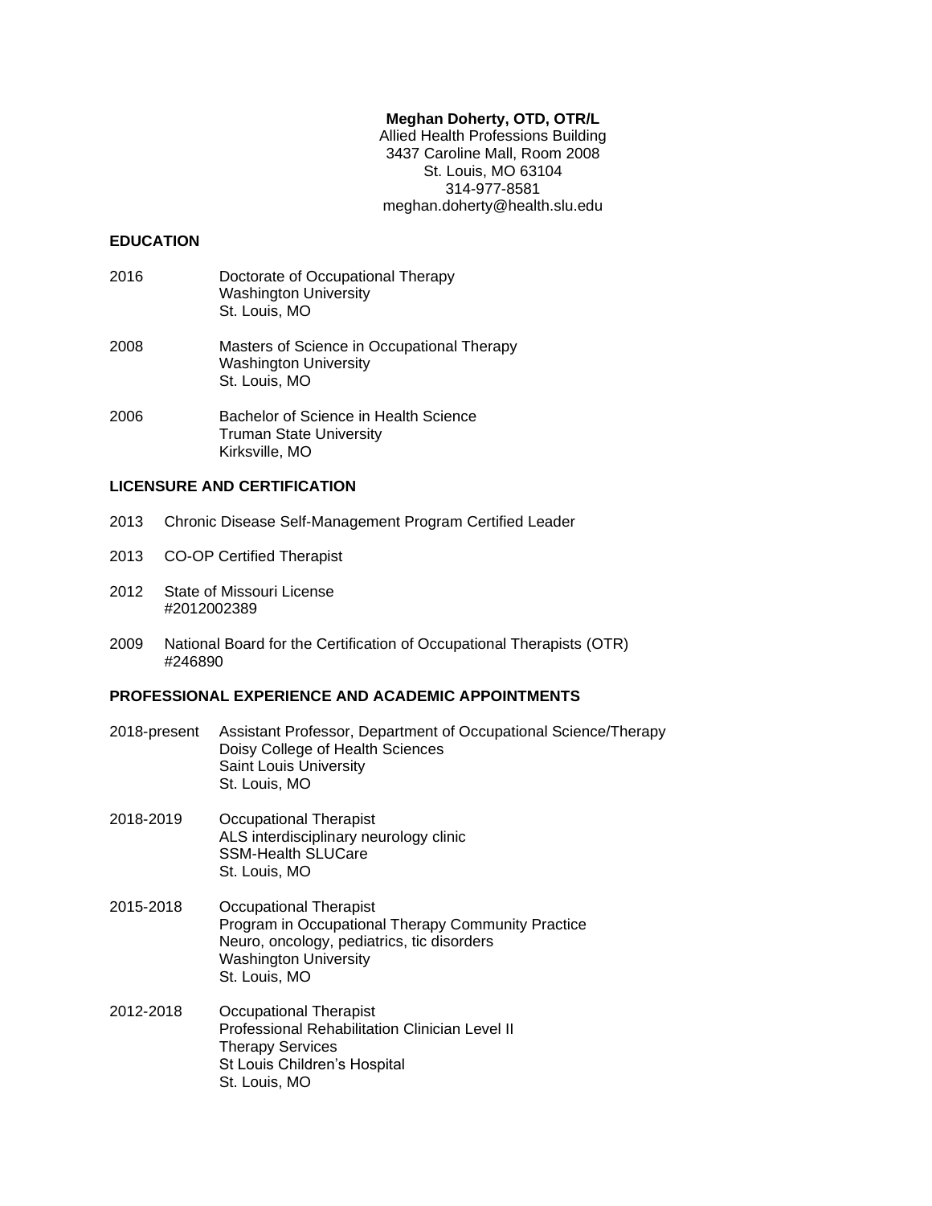**Meghan Doherty, OTD, OTR/L**
Allied Health Professions Building
3437 Caroline Mall, Room 2008
St. Louis, MO 63104
314-977-8581
meghan.doherty@health.slu.edu

## EDUCATION

2016 Doctorate of Occupational Therapy
Washington University
St. Louis, MO

2008 Masters of Science in Occupational Therapy
Washington University
St. Louis, MO

2006 Bachelor of Science in Health Science
Truman State University
Kirksville, MO

## LICENSURE AND CERTIFICATION

2013 Chronic Disease Self-Management Program Certified Leader

2013 CO-OP Certified Therapist

2012 State of Missouri License
#2012002389

2009 National Board for the Certification of Occupational Therapists (OTR)
#246890

## PROFESSIONAL EXPERIENCE AND ACADEMIC APPOINTMENTS

2018-present Assistant Professor, Department of Occupational Science/Therapy
Doisy College of Health Sciences
Saint Louis University
St. Louis, MO

2018-2019 Occupational Therapist
ALS interdisciplinary neurology clinic
SSM-Health SLUCare
St. Louis, MO

2015-2018 Occupational Therapist
Program in Occupational Therapy Community Practice
Neuro, oncology, pediatrics, tic disorders
Washington University
St. Louis, MO

2012-2018 Occupational Therapist
Professional Rehabilitation Clinician Level II
Therapy Services
St Louis Children's Hospital
St. Louis, MO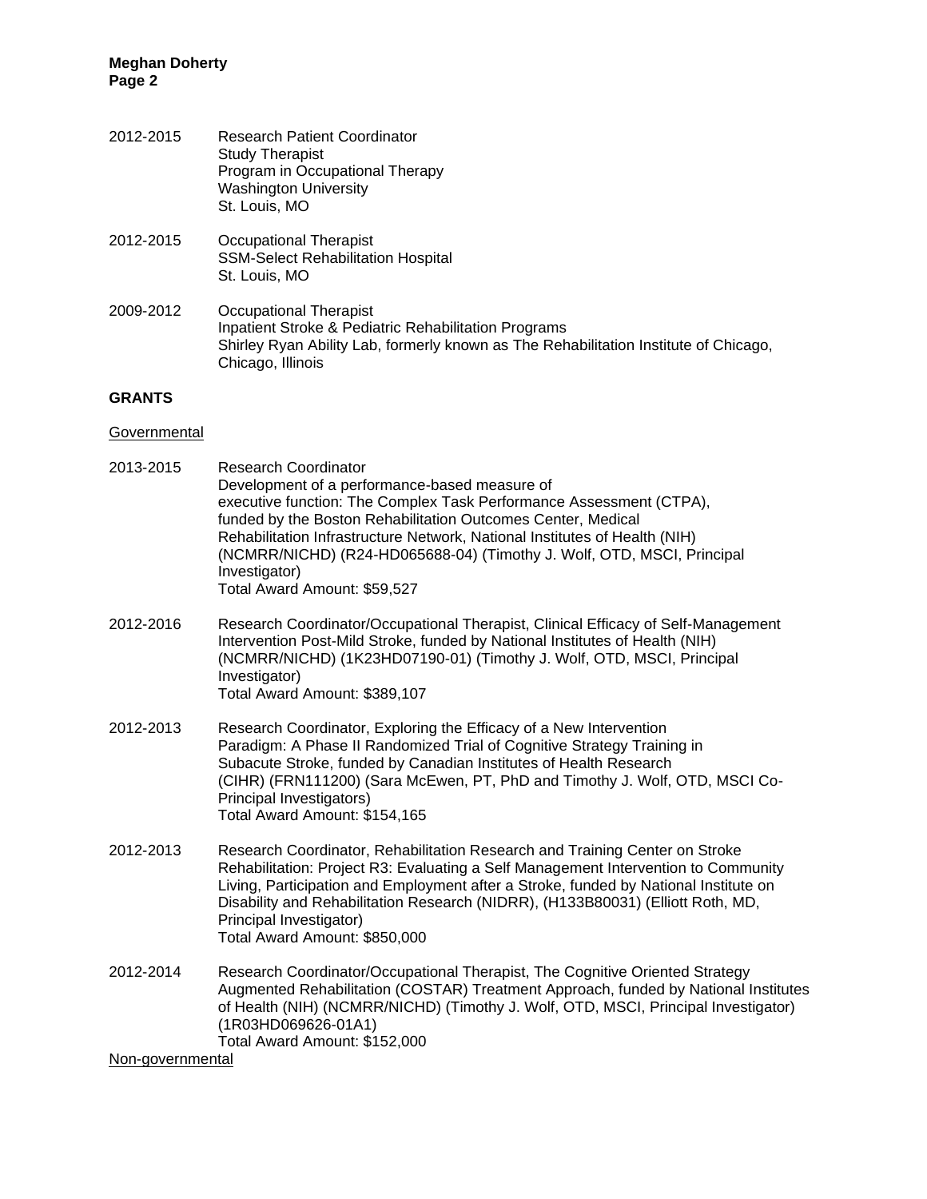2012-2015 Research Patient Coordinator
Study Therapist
Program in Occupational Therapy
Washington University
St. Louis, MO

2012-2015 Occupational Therapist
SSM-Select Rehabilitation Hospital
St. Louis, MO

2009-2012 Occupational Therapist
Inpatient Stroke & Pediatric Rehabilitation Programs
Shirley Ryan Ability Lab, formerly known as The Rehabilitation Institute of Chicago, Chicago, Illinois

## GRANTS

Governmental

2013-2015 Research Coordinator
Development of a performance-based measure of executive function: The Complex Task Performance Assessment (CTPA), funded by the Boston Rehabilitation Outcomes Center, Medical Rehabilitation Infrastructure Network, National Institutes of Health (NIH) (NCMRR/NICHD) (R24-HD065688-04) (Timothy J. Wolf, OTD, MSCI, Principal Investigator)
Total Award Amount: $59,527

2012-2016 Research Coordinator/Occupational Therapist, Clinical Efficacy of Self-Management Intervention Post-Mild Stroke, funded by National Institutes of Health (NIH) (NCMRR/NICHD) (1K23HD07190-01) (Timothy J. Wolf, OTD, MSCI, Principal Investigator)
Total Award Amount: $389,107

2012-2013 Research Coordinator, Exploring the Efficacy of a New Intervention Paradigm: A Phase II Randomized Trial of Cognitive Strategy Training in Subacute Stroke, funded by Canadian Institutes of Health Research (CIHR) (FRN111200) (Sara McEwen, PT, PhD and Timothy J. Wolf, OTD, MSCI Co-Principal Investigators)
Total Award Amount: $154,165

2012-2013 Research Coordinator, Rehabilitation Research and Training Center on Stroke Rehabilitation: Project R3: Evaluating a Self Management Intervention to Community Living, Participation and Employment after a Stroke, funded by National Institute on Disability and Rehabilitation Research (NIDRR), (H133B80031) (Elliott Roth, MD, Principal Investigator)
Total Award Amount: $850,000

2012-2014 Research Coordinator/Occupational Therapist, The Cognitive Oriented Strategy Augmented Rehabilitation (COSTAR) Treatment Approach, funded by National Institutes of Health (NIH) (NCMRR/NICHD) (Timothy J. Wolf, OTD, MSCI, Principal Investigator) (1R03HD069626-01A1)
Total Award Amount: $152,000

Non-governmental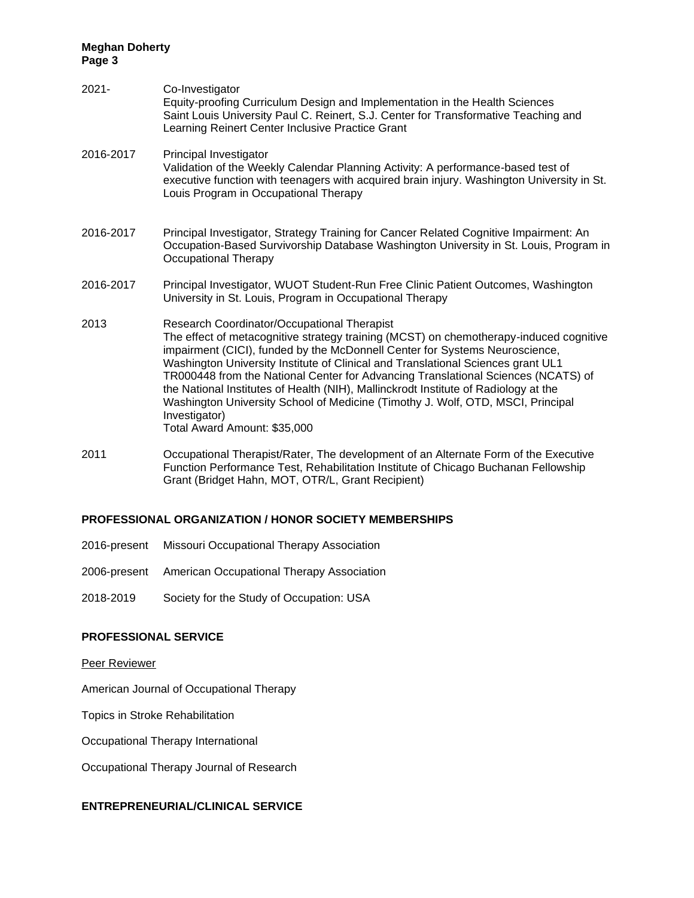2021- Co-Investigator
Equity-proofing Curriculum Design and Implementation in the Health Sciences
Saint Louis University Paul C. Reinert, S.J. Center for Transformative Teaching and Learning Reinert Center Inclusive Practice Grant

2016-2017 Principal Investigator
Validation of the Weekly Calendar Planning Activity: A performance-based test of executive function with teenagers with acquired brain injury. Washington University in St. Louis Program in Occupational Therapy

2016-2017 Principal Investigator, Strategy Training for Cancer Related Cognitive Impairment: An Occupation-Based Survivorship Database Washington University in St. Louis, Program in Occupational Therapy

2016-2017 Principal Investigator, WUOT Student-Run Free Clinic Patient Outcomes, Washington University in St. Louis, Program in Occupational Therapy

2013 Research Coordinator/Occupational Therapist
The effect of metacognitive strategy training (MCST) on chemotherapy-induced cognitive impairment (CICI), funded by the McDonnell Center for Systems Neuroscience, Washington University Institute of Clinical and Translational Sciences grant UL1 TR000448 from the National Center for Advancing Translational Sciences (NCATS) of the National Institutes of Health (NIH), Mallinckrodt Institute of Radiology at the Washington University School of Medicine (Timothy J. Wolf, OTD, MSCI, Principal Investigator)
Total Award Amount: $35,000

2011 Occupational Therapist/Rater, The development of an Alternate Form of the Executive Function Performance Test, Rehabilitation Institute of Chicago Buchanan Fellowship Grant (Bridget Hahn, MOT, OTR/L, Grant Recipient)

## PROFESSIONAL ORGANIZATION / HONOR SOCIETY MEMBERSHIPS

2016-present Missouri Occupational Therapy Association

2006-present American Occupational Therapy Association

2018-2019 Society for the Study of Occupation: USA

## PROFESSIONAL SERVICE

Peer Reviewer

American Journal of Occupational Therapy

Topics in Stroke Rehabilitation

Occupational Therapy International

Occupational Therapy Journal of Research

## ENTREPRENEURIAL/CLINICAL SERVICE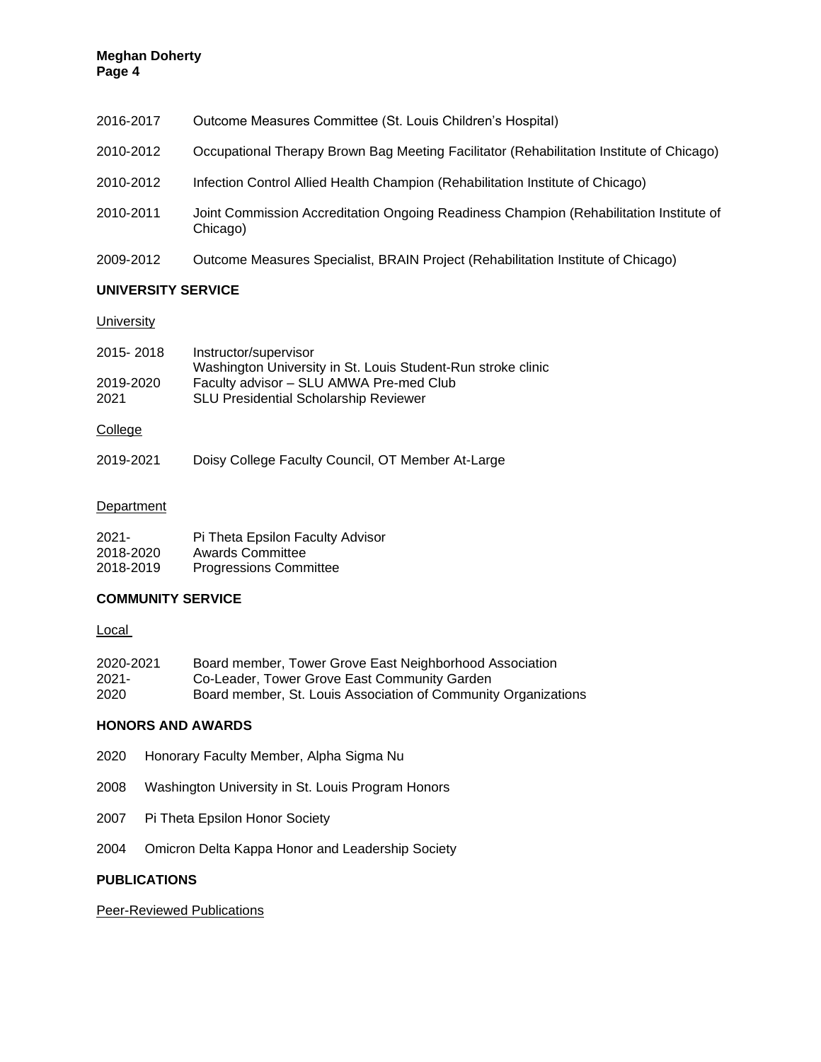2016-2017 Outcome Measures Committee (St. Louis Children's Hospital)

2010-2012 Occupational Therapy Brown Bag Meeting Facilitator (Rehabilitation Institute of Chicago)

2010-2012 Infection Control Allied Health Champion (Rehabilitation Institute of Chicago)

2010-2011 Joint Commission Accreditation Ongoing Readiness Champion (Rehabilitation Institute of Chicago)

2009-2012 Outcome Measures Specialist, BRAIN Project (Rehabilitation Institute of Chicago)

## UNIVERSITY SERVICE

University

2015- 2018 Instructor/supervisor
Washington University in St. Louis Student-Run stroke clinic
2019-2020 Faculty advisor – SLU AMWA Pre-med Club
2021 SLU Presidential Scholarship Reviewer

College

2019-2021 Doisy College Faculty Council, OT Member At-Large

Department

2021- Pi Theta Epsilon Faculty Advisor
2018-2020 Awards Committee
2018-2019 Progressions Committee

## COMMUNITY SERVICE

Local

2020-2021 Board member, Tower Grove East Neighborhood Association
2021- Co-Leader, Tower Grove East Community Garden
2020 Board member, St. Louis Association of Community Organizations

## HONORS AND AWARDS

2020 Honorary Faculty Member, Alpha Sigma Nu

2008 Washington University in St. Louis Program Honors

2007 Pi Theta Epsilon Honor Society

2004 Omicron Delta Kappa Honor and Leadership Society

## PUBLICATIONS

Peer-Reviewed Publications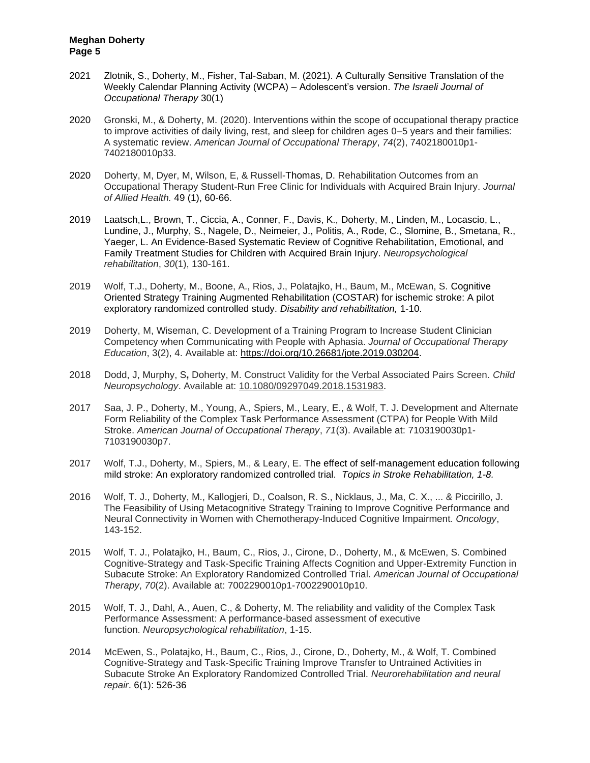2021 Zlotnik, S., Doherty, M., Fisher, Tal-Saban, M. (2021). A Culturally Sensitive Translation of the Weekly Calendar Planning Activity (WCPA) – Adolescent's version. *The Israeli Journal of Occupational Therapy* 30(1)

2020 Gronski, M., & Doherty, M. (2020). Interventions within the scope of occupational therapy practice to improve activities of daily living, rest, and sleep for children ages 0–5 years and their families: A systematic review. *American Journal of Occupational Therapy*, *74*(2), 7402180010p1-7402180010p33.

2020 Doherty, M, Dyer, M, Wilson, E, & Russell-Thomas, D. Rehabilitation Outcomes from an Occupational Therapy Student-Run Free Clinic for Individuals with Acquired Brain Injury. *Journal of Allied Health.* 49 (1), 60-66.

2019 Laatsch,L., Brown, T., Ciccia, A., Conner, F., Davis, K., Doherty, M., Linden, M., Locascio, L., Lundine, J., Murphy, S., Nagele, D., Neimeier, J., Politis, A., Rode, C., Slomine, B., Smetana, R., Yaeger, L. An Evidence-Based Systematic Review of Cognitive Rehabilitation, Emotional, and Family Treatment Studies for Children with Acquired Brain Injury. *Neuropsychological rehabilitation*, *30*(1), 130-161.

2019 Wolf, T.J., Doherty, M., Boone, A., Rios, J., Polatajko, H., Baum, M., McEwan, S. Cognitive Oriented Strategy Training Augmented Rehabilitation (COSTAR) for ischemic stroke: A pilot exploratory randomized controlled study. *Disability and rehabilitation,* 1-10.

2019 Doherty, M, Wiseman, C. Development of a Training Program to Increase Student Clinician Competency when Communicating with People with Aphasia. *Journal of Occupational Therapy Education*, 3(2), 4. Available at: https://doi.org/10.26681/jote.2019.030204.

2018 Dodd, J, Murphy, S**,** Doherty, M. Construct Validity for the Verbal Associated Pairs Screen. *Child Neuropsychology*. Available at: 10.1080/09297049.2018.1531983.

2017 Saa, J. P., Doherty, M., Young, A., Spiers, M., Leary, E., & Wolf, T. J. Development and Alternate Form Reliability of the Complex Task Performance Assessment (CTPA) for People With Mild Stroke. *American Journal of Occupational Therapy*, *71*(3). Available at: 7103190030p1-7103190030p7.

2017 Wolf, T.J., Doherty, M., Spiers, M., & Leary, E. The effect of self-management education following mild stroke: An exploratory randomized controlled trial. *Topics in Stroke Rehabilitation, 1-8.*

2016 Wolf, T. J., Doherty, M., Kallogjeri, D., Coalson, R. S., Nicklaus, J., Ma, C. X., ... & Piccirillo, J. The Feasibility of Using Metacognitive Strategy Training to Improve Cognitive Performance and Neural Connectivity in Women with Chemotherapy-Induced Cognitive Impairment. *Oncology*, 143-152.

2015 Wolf, T. J., Polatajko, H., Baum, C., Rios, J., Cirone, D., Doherty, M., & McEwen, S. Combined Cognitive-Strategy and Task-Specific Training Affects Cognition and Upper-Extremity Function in Subacute Stroke: An Exploratory Randomized Controlled Trial. *American Journal of Occupational Therapy*, *70*(2). Available at: 7002290010p1-7002290010p10.

2015 Wolf, T. J., Dahl, A., Auen, C., & Doherty, M. The reliability and validity of the Complex Task Performance Assessment: A performance-based assessment of executive function. *Neuropsychological rehabilitation*, 1-15.

2014 McEwen, S., Polatajko, H., Baum, C., Rios, J., Cirone, D., Doherty, M., & Wolf, T. Combined Cognitive-Strategy and Task-Specific Training Improve Transfer to Untrained Activities in Subacute Stroke An Exploratory Randomized Controlled Trial. *Neurorehabilitation and neural repair*. 6(1): 526-36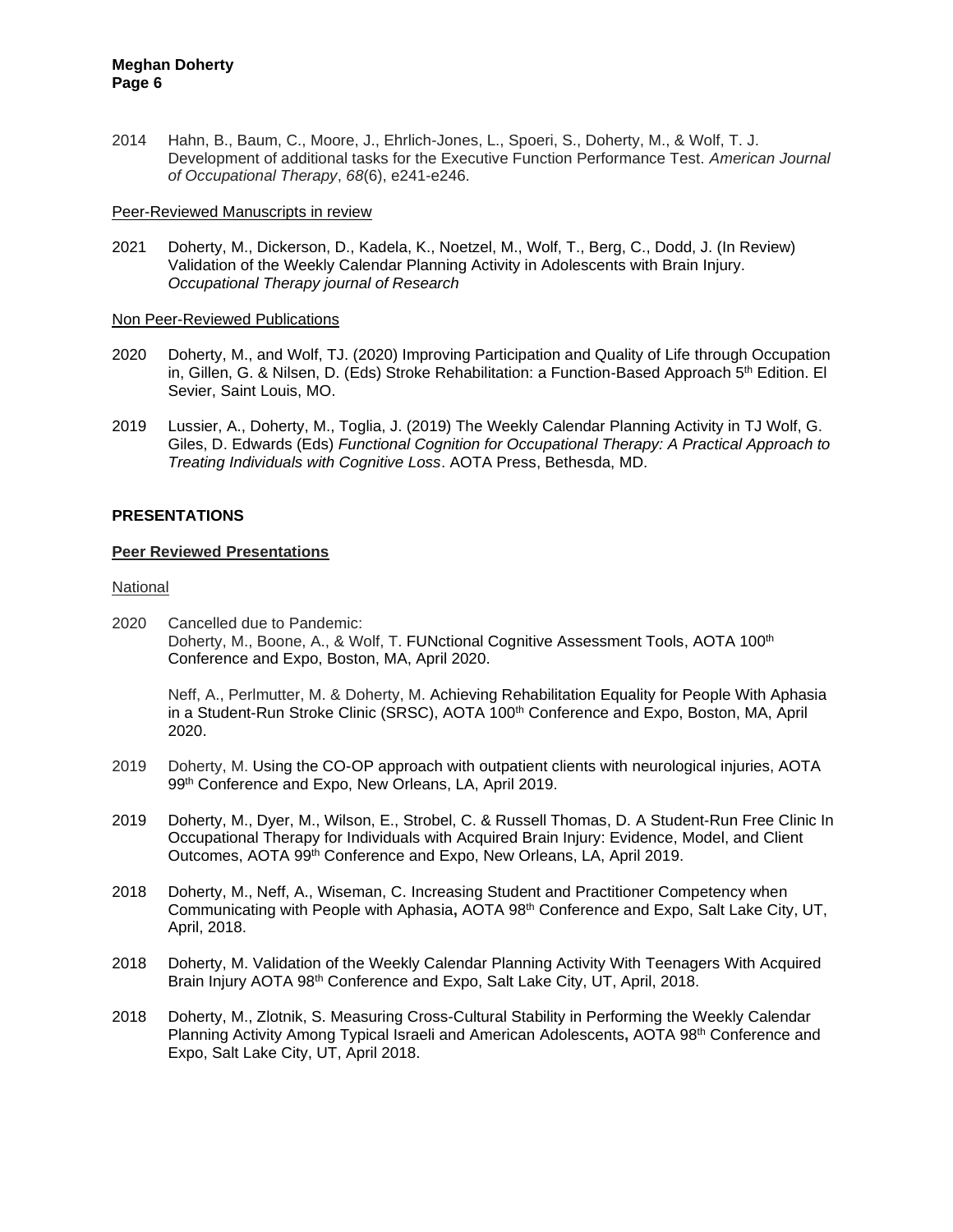2014 Hahn, B., Baum, C., Moore, J., Ehrlich-Jones, L., Spoeri, S., Doherty, M., & Wolf, T. J. Development of additional tasks for the Executive Function Performance Test. *American Journal of Occupational Therapy*, *68*(6), e241-e246.

Peer-Reviewed Manuscripts in review

2021 Doherty, M., Dickerson, D., Kadela, K., Noetzel, M., Wolf, T., Berg, C., Dodd, J. (In Review) Validation of the Weekly Calendar Planning Activity in Adolescents with Brain Injury. *Occupational Therapy journal of Research*

Non Peer-Reviewed Publications

2020 Doherty, M., and Wolf, TJ. (2020) Improving Participation and Quality of Life through Occupation in, Gillen, G. & Nilsen, D. (Eds) Stroke Rehabilitation: a Function-Based Approach 5th Edition. El Sevier, Saint Louis, MO.

2019 Lussier, A., Doherty, M., Toglia, J. (2019) The Weekly Calendar Planning Activity in TJ Wolf, G. Giles, D. Edwards (Eds) *Functional Cognition for Occupational Therapy: A Practical Approach to Treating Individuals with Cognitive Loss*. AOTA Press, Bethesda, MD.

## PRESENTATIONS

### Peer Reviewed Presentations

National

2020 Cancelled due to Pandemic:
Doherty, M., Boone, A., & Wolf, T. FUNctional Cognitive Assessment Tools, AOTA 100th Conference and Expo, Boston, MA, April 2020.

Neff, A., Perlmutter, M. & Doherty, M. Achieving Rehabilitation Equality for People With Aphasia in a Student-Run Stroke Clinic (SRSC), AOTA 100th Conference and Expo, Boston, MA, April 2020.

2019 Doherty, M. Using the CO-OP approach with outpatient clients with neurological injuries, AOTA 99th Conference and Expo, New Orleans, LA, April 2019.

2019 Doherty, M., Dyer, M., Wilson, E., Strobel, C. & Russell Thomas, D. A Student-Run Free Clinic In Occupational Therapy for Individuals with Acquired Brain Injury: Evidence, Model, and Client Outcomes, AOTA 99th Conference and Expo, New Orleans, LA, April 2019.

2018 Doherty, M., Neff, A., Wiseman, C. Increasing Student and Practitioner Competency when Communicating with People with Aphasia**,** AOTA 98th Conference and Expo, Salt Lake City, UT, April, 2018.

2018 Doherty, M. Validation of the Weekly Calendar Planning Activity With Teenagers With Acquired Brain Injury AOTA 98th Conference and Expo, Salt Lake City, UT, April, 2018.

2018 Doherty, M., Zlotnik, S. Measuring Cross-Cultural Stability in Performing the Weekly Calendar Planning Activity Among Typical Israeli and American Adolescents**,** AOTA 98th Conference and Expo, Salt Lake City, UT, April 2018.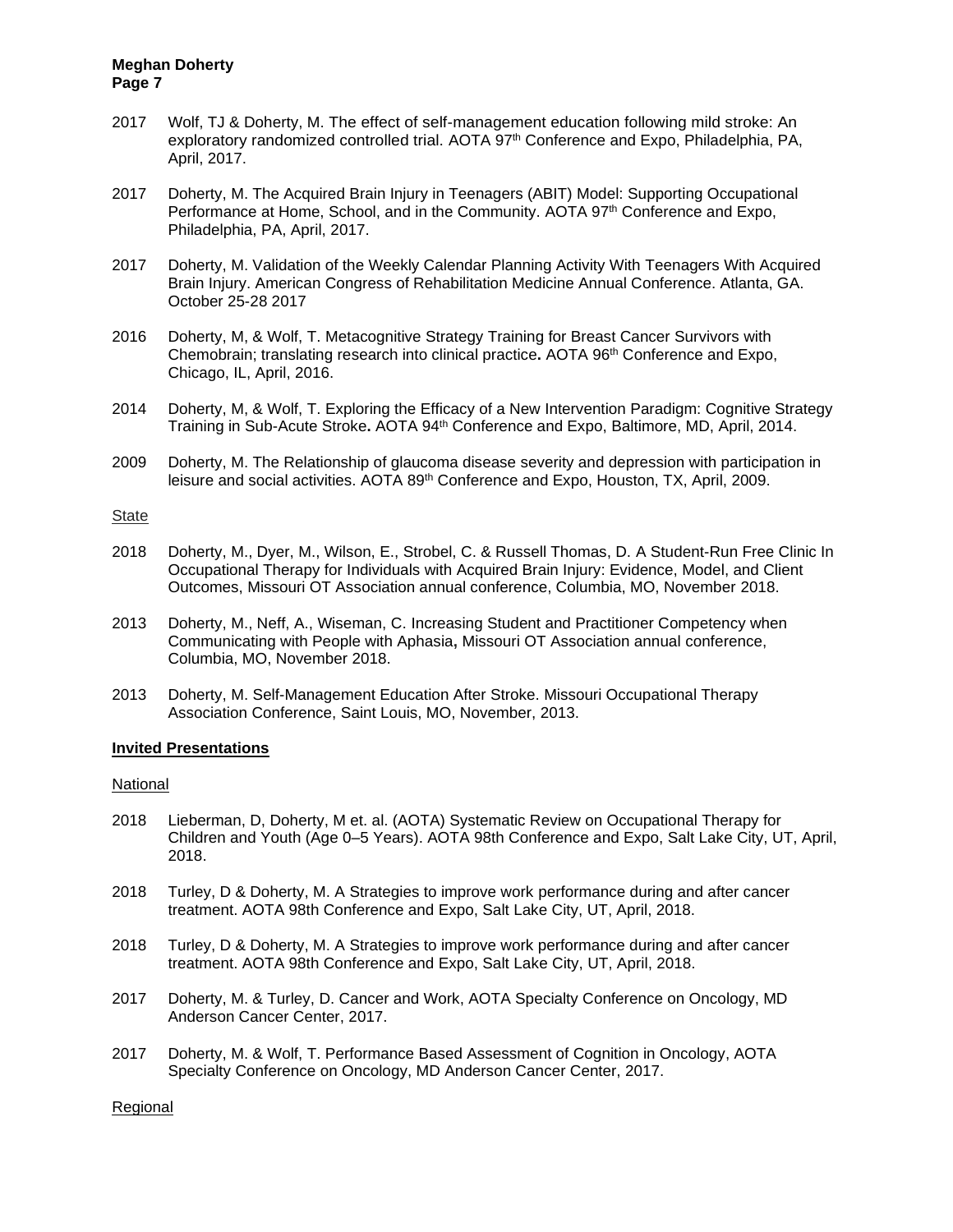2017 Wolf, TJ & Doherty, M. The effect of self-management education following mild stroke: An exploratory randomized controlled trial. AOTA 97th Conference and Expo, Philadelphia, PA, April, 2017.

2017 Doherty, M. The Acquired Brain Injury in Teenagers (ABIT) Model: Supporting Occupational Performance at Home, School, and in the Community. AOTA 97th Conference and Expo, Philadelphia, PA, April, 2017.

2017 Doherty, M. Validation of the Weekly Calendar Planning Activity With Teenagers With Acquired Brain Injury. American Congress of Rehabilitation Medicine Annual Conference. Atlanta, GA. October 25-28 2017

2016 Doherty, M, & Wolf, T. Metacognitive Strategy Training for Breast Cancer Survivors with Chemobrain; translating research into clinical practice**.** AOTA 96th Conference and Expo, Chicago, IL, April, 2016.

2014 Doherty, M, & Wolf, T. Exploring the Efficacy of a New Intervention Paradigm: Cognitive Strategy Training in Sub-Acute Stroke**.** AOTA 94th Conference and Expo, Baltimore, MD, April, 2014.

2009 Doherty, M. The Relationship of glaucoma disease severity and depression with participation in leisure and social activities. AOTA 89th Conference and Expo, Houston, TX, April, 2009.

State

2018 Doherty, M., Dyer, M., Wilson, E., Strobel, C. & Russell Thomas, D. A Student-Run Free Clinic In Occupational Therapy for Individuals with Acquired Brain Injury: Evidence, Model, and Client Outcomes, Missouri OT Association annual conference, Columbia, MO, November 2018.

2013 Doherty, M., Neff, A., Wiseman, C. Increasing Student and Practitioner Competency when Communicating with People with Aphasia**,** Missouri OT Association annual conference, Columbia, MO, November 2018.

2013 Doherty, M. Self-Management Education After Stroke. Missouri Occupational Therapy Association Conference, Saint Louis, MO, November, 2013.

## Invited Presentations

National

2018 Lieberman, D, Doherty, M et. al. (AOTA) Systematic Review on Occupational Therapy for Children and Youth (Age 0–5 Years). AOTA 98th Conference and Expo, Salt Lake City, UT, April, 2018.

2018 Turley, D & Doherty, M. A Strategies to improve work performance during and after cancer treatment. AOTA 98th Conference and Expo, Salt Lake City, UT, April, 2018.

2018 Turley, D & Doherty, M. A Strategies to improve work performance during and after cancer treatment. AOTA 98th Conference and Expo, Salt Lake City, UT, April, 2018.

2017 Doherty, M. & Turley, D. Cancer and Work, AOTA Specialty Conference on Oncology, MD Anderson Cancer Center, 2017.

2017 Doherty, M. & Wolf, T. Performance Based Assessment of Cognition in Oncology, AOTA Specialty Conference on Oncology, MD Anderson Cancer Center, 2017.

Regional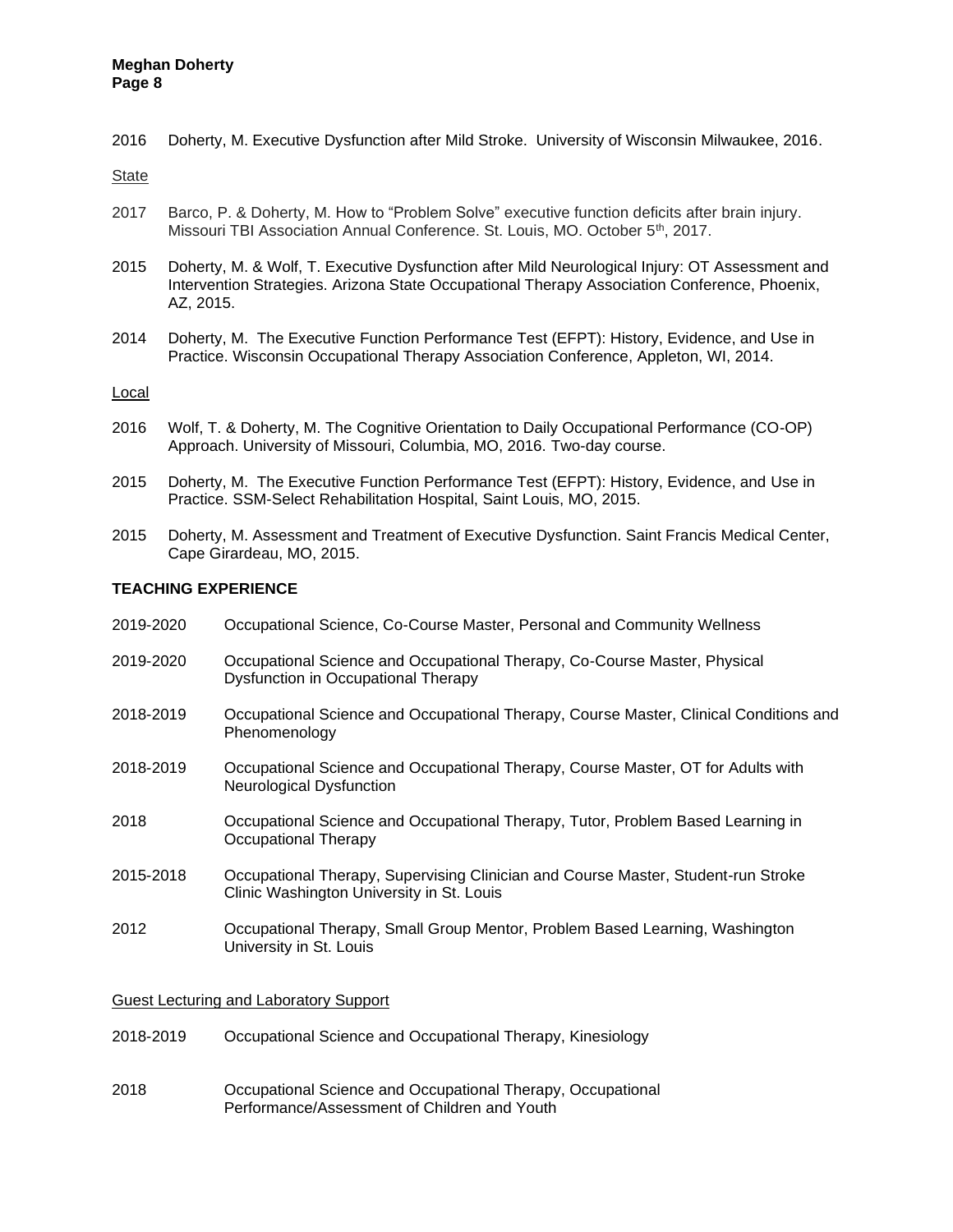2016 Doherty, M. Executive Dysfunction after Mild Stroke. University of Wisconsin Milwaukee, 2016.

<u>State</u>

2017 Barco, P. & Doherty, M. How to "Problem Solve" executive function deficits after brain injury. Missouri TBI Association Annual Conference. St. Louis, MO. October 5th, 2017.

2015 Doherty, M. & Wolf, T. Executive Dysfunction after Mild Neurological Injury: OT Assessment and Intervention Strategies. Arizona State Occupational Therapy Association Conference, Phoenix, AZ, 2015.

2014 Doherty, M. The Executive Function Performance Test (EFPT): History, Evidence, and Use in Practice. Wisconsin Occupational Therapy Association Conference, Appleton, WI, 2014.

<u>Local</u>

2016 Wolf, T. & Doherty, M. The Cognitive Orientation to Daily Occupational Performance (CO-OP) Approach. University of Missouri, Columbia, MO, 2016. Two-day course.

2015 Doherty, M. The Executive Function Performance Test (EFPT): History, Evidence, and Use in Practice. SSM-Select Rehabilitation Hospital, Saint Louis, MO, 2015.

2015 Doherty, M. Assessment and Treatment of Executive Dysfunction. Saint Francis Medical Center, Cape Girardeau, MO, 2015.

## TEACHING EXPERIENCE

2019-2020 Occupational Science, Co-Course Master, Personal and Community Wellness

2019-2020 Occupational Science and Occupational Therapy, Co-Course Master, Physical Dysfunction in Occupational Therapy

2018-2019 Occupational Science and Occupational Therapy, Course Master, Clinical Conditions and Phenomenology

2018-2019 Occupational Science and Occupational Therapy, Course Master, OT for Adults with Neurological Dysfunction

2018 Occupational Science and Occupational Therapy, Tutor, Problem Based Learning in Occupational Therapy

2015-2018 Occupational Therapy, Supervising Clinician and Course Master, Student-run Stroke Clinic Washington University in St. Louis

2012 Occupational Therapy, Small Group Mentor, Problem Based Learning, Washington University in St. Louis

<u>Guest Lecturing and Laboratory Support</u>

2018-2019 Occupational Science and Occupational Therapy, Kinesiology

2018 Occupational Science and Occupational Therapy, Occupational Performance/Assessment of Children and Youth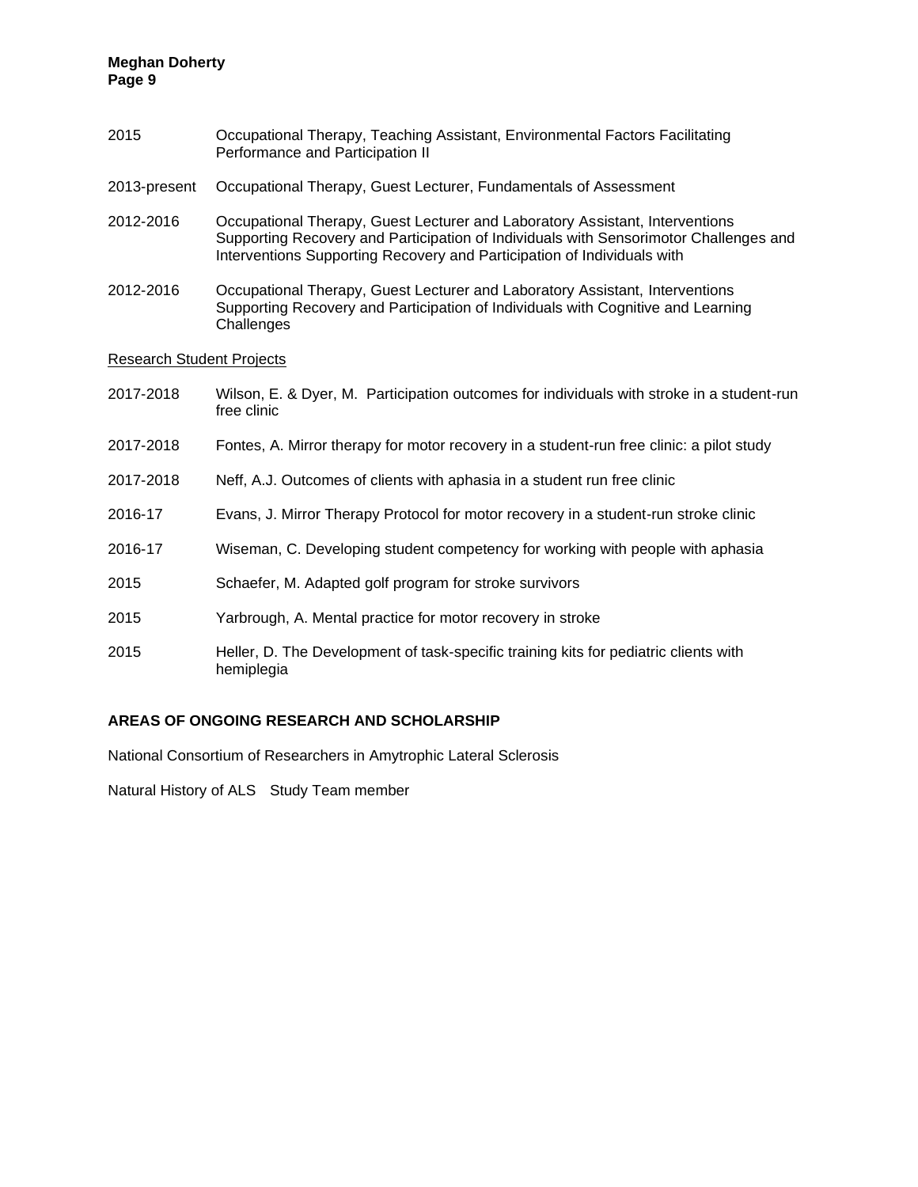2015 Occupational Therapy, Teaching Assistant, Environmental Factors Facilitating Performance and Participation II

2013-present Occupational Therapy, Guest Lecturer, Fundamentals of Assessment

2012-2016 Occupational Therapy, Guest Lecturer and Laboratory Assistant, Interventions Supporting Recovery and Participation of Individuals with Sensorimotor Challenges and Interventions Supporting Recovery and Participation of Individuals with

2012-2016 Occupational Therapy, Guest Lecturer and Laboratory Assistant, Interventions Supporting Recovery and Participation of Individuals with Cognitive and Learning Challenges

Research Student Projects

2017-2018 Wilson, E. & Dyer, M. Participation outcomes for individuals with stroke in a student-run free clinic

2017-2018 Fontes, A. Mirror therapy for motor recovery in a student-run free clinic: a pilot study

2017-2018 Neff, A.J. Outcomes of clients with aphasia in a student run free clinic

2016-17 Evans, J. Mirror Therapy Protocol for motor recovery in a student-run stroke clinic

2016-17 Wiseman, C. Developing student competency for working with people with aphasia

2015 Schaefer, M. Adapted golf program for stroke survivors

2015 Yarbrough, A. Mental practice for motor recovery in stroke

2015 Heller, D. The Development of task-specific training kits for pediatric clients with hemiplegia

**AREAS OF ONGOING RESEARCH AND SCHOLARSHIP**

National Consortium of Researchers in Amytrophic Lateral Sclerosis

Natural History of ALS Study Team member